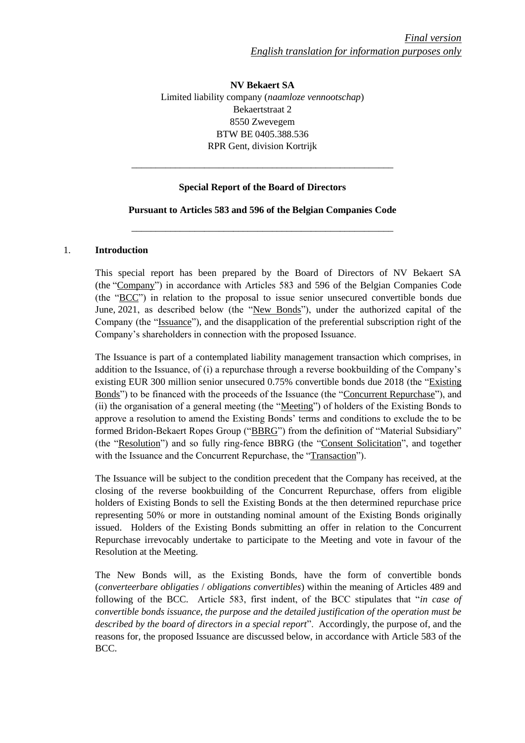*Final version*
*English translation for information purposes only*

**NV Bekaert SA**
Limited liability company (*naamloze vennootschap*)
Bekaertstraat 2
8550 Zwevegem
BTW BE 0405.388.536
RPR Gent, division Kortrijk

---

**Special Report of the Board of Directors**

**Pursuant to Articles 583 and 596 of the Belgian Companies Code**

---

## 1. Introduction

This special report has been prepared by the Board of Directors of NV Bekaert SA (the "Company") in accordance with Articles 583 and 596 of the Belgian Companies Code (the "BCC") in relation to the proposal to issue senior unsecured convertible bonds due June, 2021, as described below (the "New Bonds"), under the authorized capital of the Company (the "Issuance"), and the disapplication of the preferential subscription right of the Company's shareholders in connection with the proposed Issuance.

The Issuance is part of a contemplated liability management transaction which comprises, in addition to the Issuance, of (i) a repurchase through a reverse bookbuilding of the Company's existing EUR 300 million senior unsecured 0.75% convertible bonds due 2018 (the "Existing Bonds") to be financed with the proceeds of the Issuance (the "Concurrent Repurchase"), and (ii) the organisation of a general meeting (the "Meeting") of holders of the Existing Bonds to approve a resolution to amend the Existing Bonds' terms and conditions to exclude the to be formed Bridon-Bekaert Ropes Group ("BBRG") from the definition of "Material Subsidiary" (the "Resolution") and so fully ring-fence BBRG (the "Consent Solicitation", and together with the Issuance and the Concurrent Repurchase, the "Transaction").

The Issuance will be subject to the condition precedent that the Company has received, at the closing of the reverse bookbuilding of the Concurrent Repurchase, offers from eligible holders of Existing Bonds to sell the Existing Bonds at the then determined repurchase price representing 50% or more in outstanding nominal amount of the Existing Bonds originally issued. Holders of the Existing Bonds submitting an offer in relation to the Concurrent Repurchase irrevocably undertake to participate to the Meeting and vote in favour of the Resolution at the Meeting.

The New Bonds will, as the Existing Bonds, have the form of convertible bonds (*converteerbare obligaties* / *obligations convertibles*) within the meaning of Articles 489 and following of the BCC. Article 583, first indent, of the BCC stipulates that "*in case of convertible bonds issuance, the purpose and the detailed justification of the operation must be described by the board of directors in a special report*". Accordingly, the purpose of, and the reasons for, the proposed Issuance are discussed below, in accordance with Article 583 of the BCC.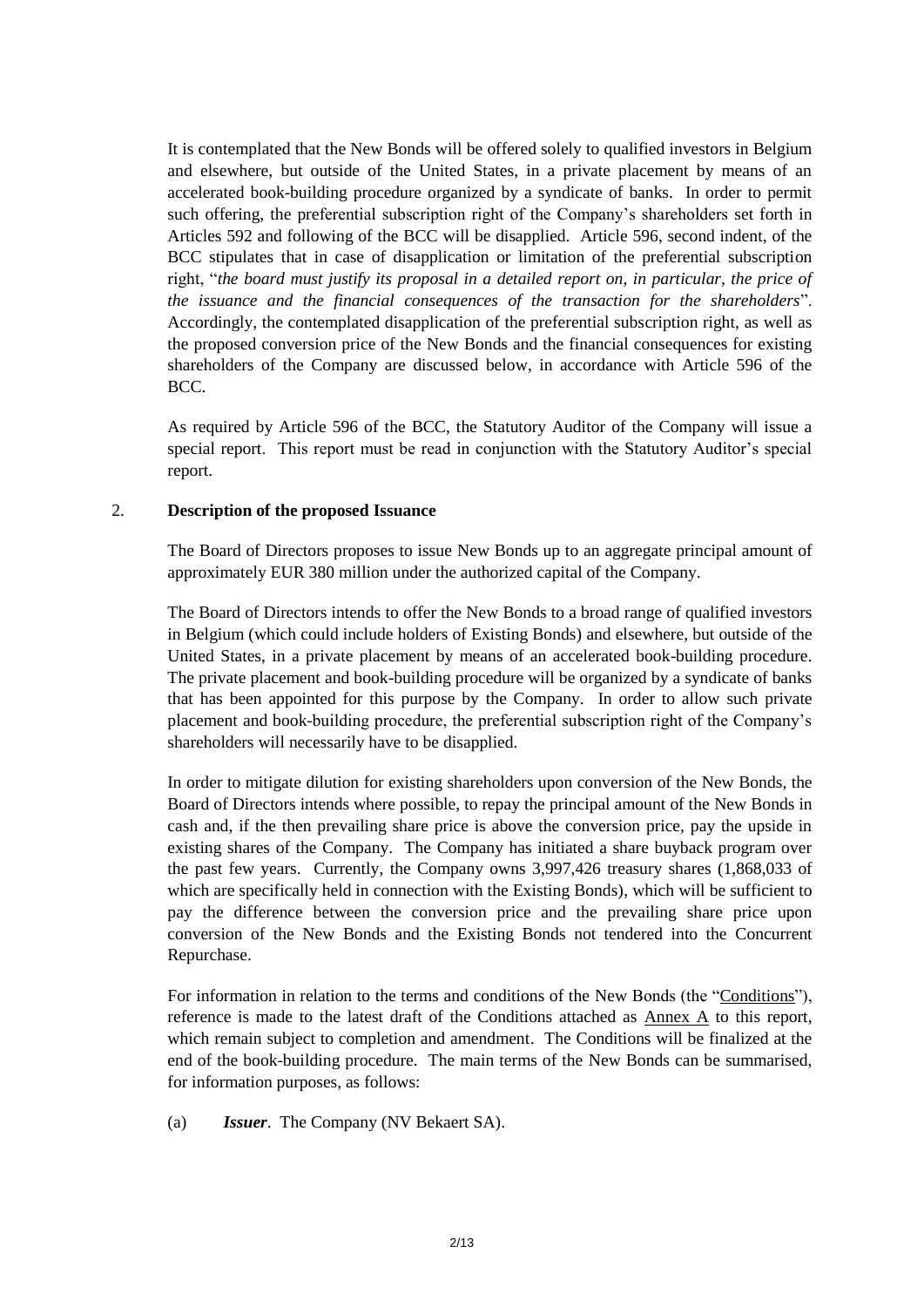It is contemplated that the New Bonds will be offered solely to qualified investors in Belgium and elsewhere, but outside of the United States, in a private placement by means of an accelerated book-building procedure organized by a syndicate of banks. In order to permit such offering, the preferential subscription right of the Company's shareholders set forth in Articles 592 and following of the BCC will be disapplied. Article 596, second indent, of the BCC stipulates that in case of disapplication or limitation of the preferential subscription right, "*the board must justify its proposal in a detailed report on, in particular, the price of the issuance and the financial consequences of the transaction for the shareholders*". Accordingly, the contemplated disapplication of the preferential subscription right, as well as the proposed conversion price of the New Bonds and the financial consequences for existing shareholders of the Company are discussed below, in accordance with Article 596 of the BCC.

As required by Article 596 of the BCC, the Statutory Auditor of the Company will issue a special report. This report must be read in conjunction with the Statutory Auditor's special report.

## 2. Description of the proposed Issuance

The Board of Directors proposes to issue New Bonds up to an aggregate principal amount of approximately EUR 380 million under the authorized capital of the Company.

The Board of Directors intends to offer the New Bonds to a broad range of qualified investors in Belgium (which could include holders of Existing Bonds) and elsewhere, but outside of the United States, in a private placement by means of an accelerated book-building procedure. The private placement and book-building procedure will be organized by a syndicate of banks that has been appointed for this purpose by the Company. In order to allow such private placement and book-building procedure, the preferential subscription right of the Company's shareholders will necessarily have to be disapplied.

In order to mitigate dilution for existing shareholders upon conversion of the New Bonds, the Board of Directors intends where possible, to repay the principal amount of the New Bonds in cash and, if the then prevailing share price is above the conversion price, pay the upside in existing shares of the Company. The Company has initiated a share buyback program over the past few years. Currently, the Company owns 3,997,426 treasury shares (1,868,033 of which are specifically held in connection with the Existing Bonds), which will be sufficient to pay the difference between the conversion price and the prevailing share price upon conversion of the New Bonds and the Existing Bonds not tendered into the Concurrent Repurchase.

For information in relation to the terms and conditions of the New Bonds (the "Conditions"), reference is made to the latest draft of the Conditions attached as Annex A to this report, which remain subject to completion and amendment. The Conditions will be finalized at the end of the book-building procedure. The main terms of the New Bonds can be summarised, for information purposes, as follows:

(a) ***Issuer***. The Company (NV Bekaert SA).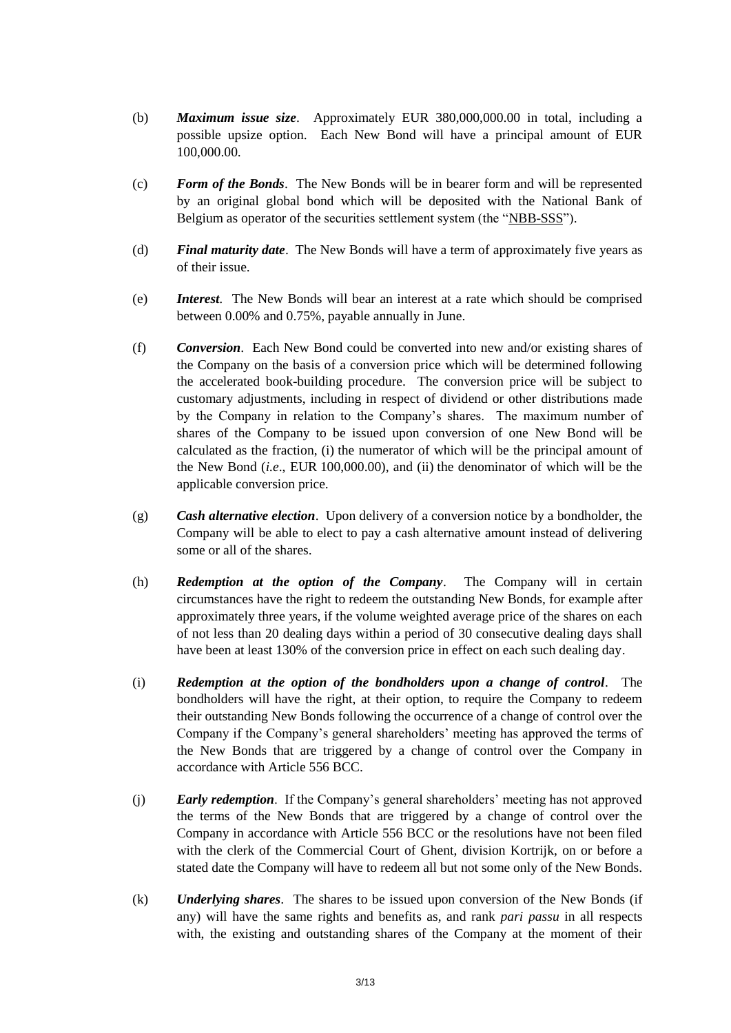(b) ***Maximum issue size***. Approximately EUR 380,000,000.00 in total, including a possible upsize option. Each New Bond will have a principal amount of EUR 100,000.00.

(c) ***Form of the Bonds***. The New Bonds will be in bearer form and will be represented by an original global bond which will be deposited with the National Bank of Belgium as operator of the securities settlement system (the "NBB-SSS").

(d) ***Final maturity date***. The New Bonds will have a term of approximately five years as of their issue.

(e) ***Interest***. The New Bonds will bear an interest at a rate which should be comprised between 0.00% and 0.75%, payable annually in June.

(f) ***Conversion***. Each New Bond could be converted into new and/or existing shares of the Company on the basis of a conversion price which will be determined following the accelerated book-building procedure. The conversion price will be subject to customary adjustments, including in respect of dividend or other distributions made by the Company in relation to the Company's shares. The maximum number of shares of the Company to be issued upon conversion of one New Bond will be calculated as the fraction, (i) the numerator of which will be the principal amount of the New Bond (*i.e*., EUR 100,000.00), and (ii) the denominator of which will be the applicable conversion price.

(g) ***Cash alternative election***. Upon delivery of a conversion notice by a bondholder, the Company will be able to elect to pay a cash alternative amount instead of delivering some or all of the shares.

(h) ***Redemption at the option of the Company***. The Company will in certain circumstances have the right to redeem the outstanding New Bonds, for example after approximately three years, if the volume weighted average price of the shares on each of not less than 20 dealing days within a period of 30 consecutive dealing days shall have been at least 130% of the conversion price in effect on each such dealing day.

(i) ***Redemption at the option of the bondholders upon a change of control***. The bondholders will have the right, at their option, to require the Company to redeem their outstanding New Bonds following the occurrence of a change of control over the Company if the Company's general shareholders' meeting has approved the terms of the New Bonds that are triggered by a change of control over the Company in accordance with Article 556 BCC.

(j) ***Early redemption***. If the Company's general shareholders' meeting has not approved the terms of the New Bonds that are triggered by a change of control over the Company in accordance with Article 556 BCC or the resolutions have not been filed with the clerk of the Commercial Court of Ghent, division Kortrijk, on or before a stated date the Company will have to redeem all but not some only of the New Bonds.

(k) ***Underlying shares***. The shares to be issued upon conversion of the New Bonds (if any) will have the same rights and benefits as, and rank *pari passu* in all respects with, the existing and outstanding shares of the Company at the moment of their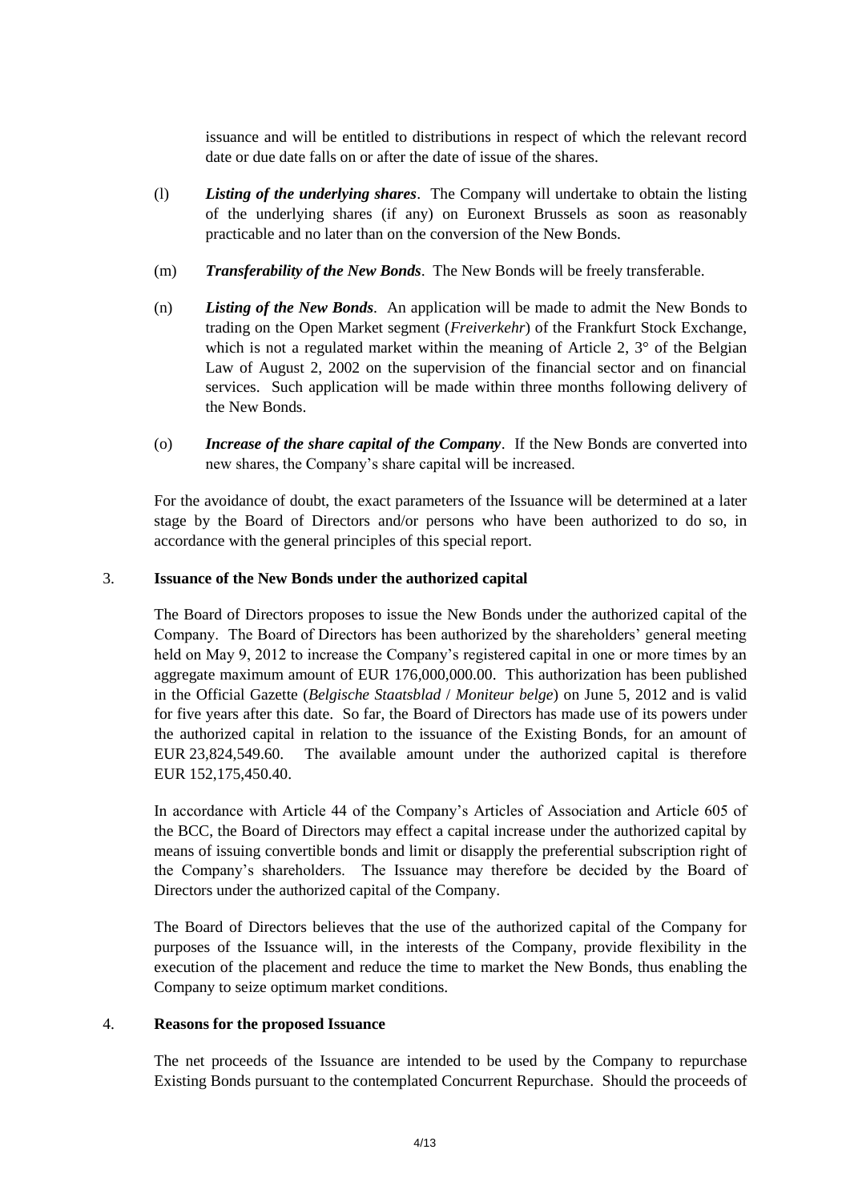issuance and will be entitled to distributions in respect of which the relevant record date or due date falls on or after the date of issue of the shares.

(l) ***Listing of the underlying shares***. The Company will undertake to obtain the listing of the underlying shares (if any) on Euronext Brussels as soon as reasonably practicable and no later than on the conversion of the New Bonds.

(m) ***Transferability of the New Bonds***. The New Bonds will be freely transferable.

(n) ***Listing of the New Bonds***. An application will be made to admit the New Bonds to trading on the Open Market segment (*Freiverkehr*) of the Frankfurt Stock Exchange, which is not a regulated market within the meaning of Article 2, 3° of the Belgian Law of August 2, 2002 on the supervision of the financial sector and on financial services. Such application will be made within three months following delivery of the New Bonds.

(o) ***Increase of the share capital of the Company***. If the New Bonds are converted into new shares, the Company's share capital will be increased.

For the avoidance of doubt, the exact parameters of the Issuance will be determined at a later stage by the Board of Directors and/or persons who have been authorized to do so, in accordance with the general principles of this special report.

## 3. Issuance of the New Bonds under the authorized capital

The Board of Directors proposes to issue the New Bonds under the authorized capital of the Company. The Board of Directors has been authorized by the shareholders' general meeting held on May 9, 2012 to increase the Company's registered capital in one or more times by an aggregate maximum amount of EUR 176,000,000.00. This authorization has been published in the Official Gazette (*Belgische Staatsblad* / *Moniteur belge*) on June 5, 2012 and is valid for five years after this date. So far, the Board of Directors has made use of its powers under the authorized capital in relation to the issuance of the Existing Bonds, for an amount of EUR 23,824,549.60. The available amount under the authorized capital is therefore EUR 152,175,450.40.

In accordance with Article 44 of the Company's Articles of Association and Article 605 of the BCC, the Board of Directors may effect a capital increase under the authorized capital by means of issuing convertible bonds and limit or disapply the preferential subscription right of the Company's shareholders. The Issuance may therefore be decided by the Board of Directors under the authorized capital of the Company.

The Board of Directors believes that the use of the authorized capital of the Company for purposes of the Issuance will, in the interests of the Company, provide flexibility in the execution of the placement and reduce the time to market the New Bonds, thus enabling the Company to seize optimum market conditions.

## 4. Reasons for the proposed Issuance

The net proceeds of the Issuance are intended to be used by the Company to repurchase Existing Bonds pursuant to the contemplated Concurrent Repurchase. Should the proceeds of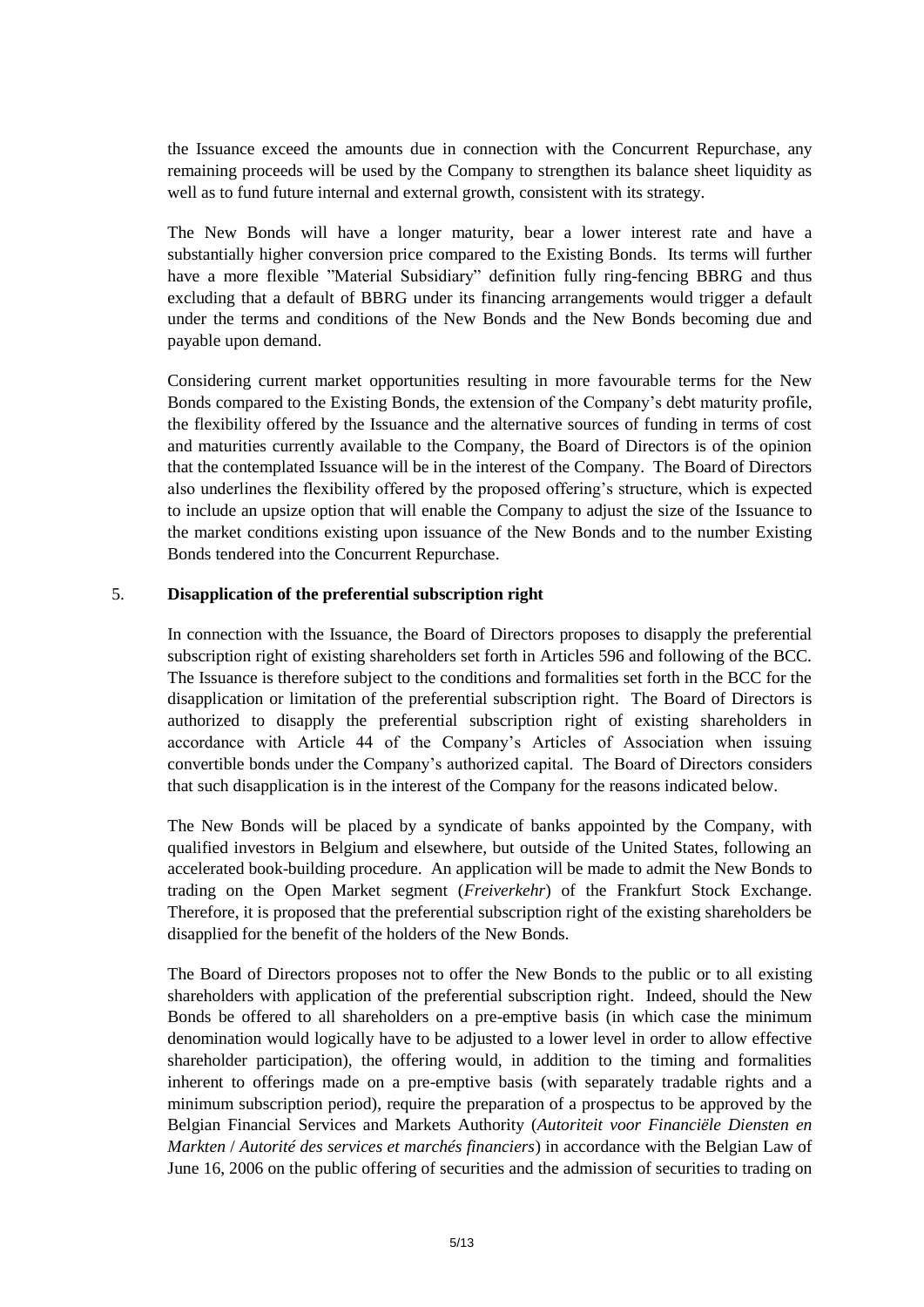the Issuance exceed the amounts due in connection with the Concurrent Repurchase, any remaining proceeds will be used by the Company to strengthen its balance sheet liquidity as well as to fund future internal and external growth, consistent with its strategy.

The New Bonds will have a longer maturity, bear a lower interest rate and have a substantially higher conversion price compared to the Existing Bonds. Its terms will further have a more flexible "Material Subsidiary" definition fully ring-fencing BBRG and thus excluding that a default of BBRG under its financing arrangements would trigger a default under the terms and conditions of the New Bonds and the New Bonds becoming due and payable upon demand.

Considering current market opportunities resulting in more favourable terms for the New Bonds compared to the Existing Bonds, the extension of the Company's debt maturity profile, the flexibility offered by the Issuance and the alternative sources of funding in terms of cost and maturities currently available to the Company, the Board of Directors is of the opinion that the contemplated Issuance will be in the interest of the Company. The Board of Directors also underlines the flexibility offered by the proposed offering's structure, which is expected to include an upsize option that will enable the Company to adjust the size of the Issuance to the market conditions existing upon issuance of the New Bonds and to the number Existing Bonds tendered into the Concurrent Repurchase.

## 5. Disapplication of the preferential subscription right

In connection with the Issuance, the Board of Directors proposes to disapply the preferential subscription right of existing shareholders set forth in Articles 596 and following of the BCC. The Issuance is therefore subject to the conditions and formalities set forth in the BCC for the disapplication or limitation of the preferential subscription right. The Board of Directors is authorized to disapply the preferential subscription right of existing shareholders in accordance with Article 44 of the Company's Articles of Association when issuing convertible bonds under the Company's authorized capital. The Board of Directors considers that such disapplication is in the interest of the Company for the reasons indicated below.

The New Bonds will be placed by a syndicate of banks appointed by the Company, with qualified investors in Belgium and elsewhere, but outside of the United States, following an accelerated book-building procedure. An application will be made to admit the New Bonds to trading on the Open Market segment (*Freiverkehr*) of the Frankfurt Stock Exchange. Therefore, it is proposed that the preferential subscription right of the existing shareholders be disapplied for the benefit of the holders of the New Bonds.

The Board of Directors proposes not to offer the New Bonds to the public or to all existing shareholders with application of the preferential subscription right. Indeed, should the New Bonds be offered to all shareholders on a pre-emptive basis (in which case the minimum denomination would logically have to be adjusted to a lower level in order to allow effective shareholder participation), the offering would, in addition to the timing and formalities inherent to offerings made on a pre-emptive basis (with separately tradable rights and a minimum subscription period), require the preparation of a prospectus to be approved by the Belgian Financial Services and Markets Authority (*Autoriteit voor Financiële Diensten en Markten* / *Autorité des services et marchés financiers*) in accordance with the Belgian Law of June 16, 2006 on the public offering of securities and the admission of securities to trading on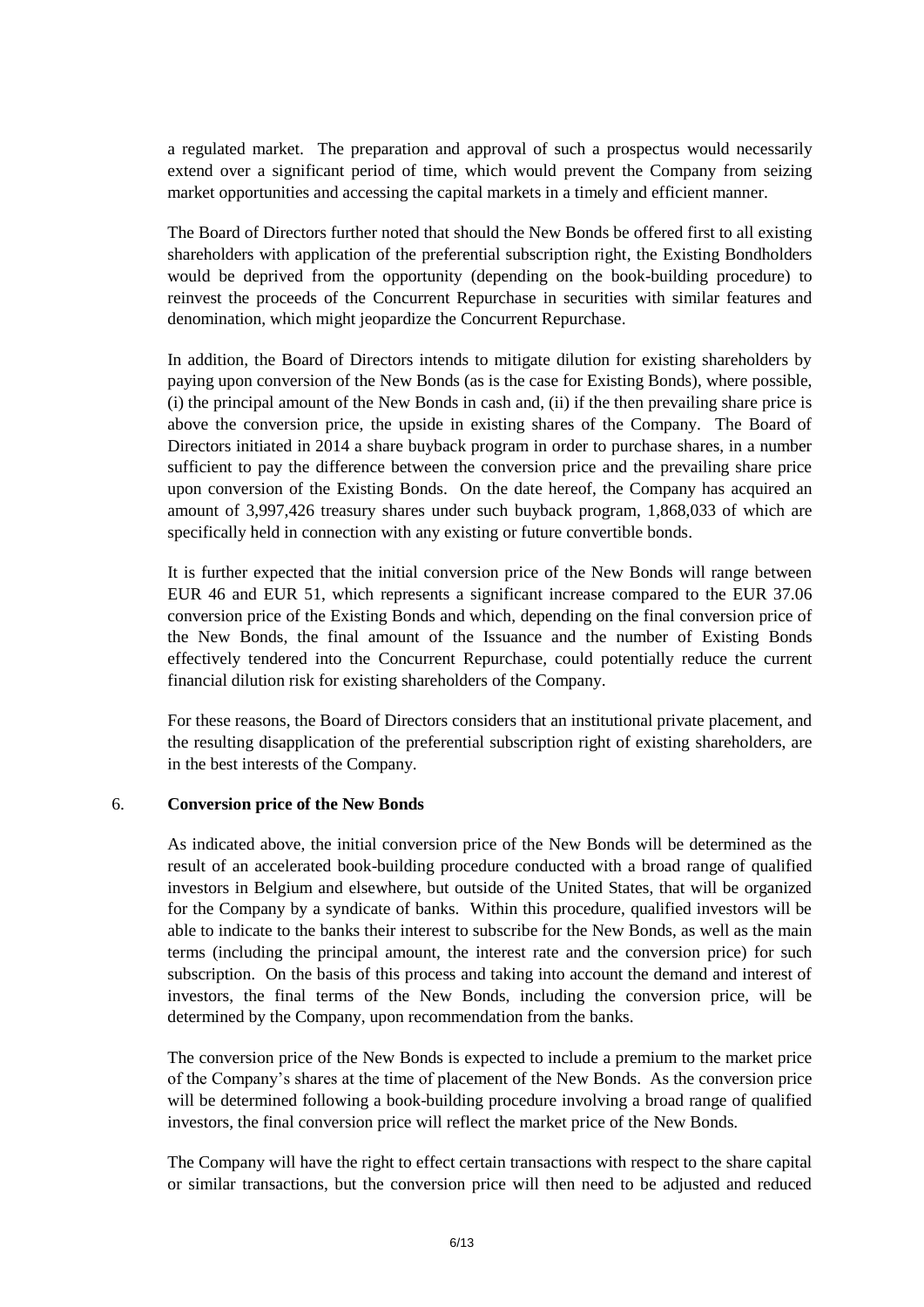a regulated market. The preparation and approval of such a prospectus would necessarily extend over a significant period of time, which would prevent the Company from seizing market opportunities and accessing the capital markets in a timely and efficient manner.

The Board of Directors further noted that should the New Bonds be offered first to all existing shareholders with application of the preferential subscription right, the Existing Bondholders would be deprived from the opportunity (depending on the book-building procedure) to reinvest the proceeds of the Concurrent Repurchase in securities with similar features and denomination, which might jeopardize the Concurrent Repurchase.

In addition, the Board of Directors intends to mitigate dilution for existing shareholders by paying upon conversion of the New Bonds (as is the case for Existing Bonds), where possible, (i) the principal amount of the New Bonds in cash and, (ii) if the then prevailing share price is above the conversion price, the upside in existing shares of the Company. The Board of Directors initiated in 2014 a share buyback program in order to purchase shares, in a number sufficient to pay the difference between the conversion price and the prevailing share price upon conversion of the Existing Bonds. On the date hereof, the Company has acquired an amount of 3,997,426 treasury shares under such buyback program, 1,868,033 of which are specifically held in connection with any existing or future convertible bonds.

It is further expected that the initial conversion price of the New Bonds will range between EUR 46 and EUR 51, which represents a significant increase compared to the EUR 37.06 conversion price of the Existing Bonds and which, depending on the final conversion price of the New Bonds, the final amount of the Issuance and the number of Existing Bonds effectively tendered into the Concurrent Repurchase, could potentially reduce the current financial dilution risk for existing shareholders of the Company.

For these reasons, the Board of Directors considers that an institutional private placement, and the resulting disapplication of the preferential subscription right of existing shareholders, are in the best interests of the Company.

## 6. Conversion price of the New Bonds

As indicated above, the initial conversion price of the New Bonds will be determined as the result of an accelerated book-building procedure conducted with a broad range of qualified investors in Belgium and elsewhere, but outside of the United States, that will be organized for the Company by a syndicate of banks. Within this procedure, qualified investors will be able to indicate to the banks their interest to subscribe for the New Bonds, as well as the main terms (including the principal amount, the interest rate and the conversion price) for such subscription. On the basis of this process and taking into account the demand and interest of investors, the final terms of the New Bonds, including the conversion price, will be determined by the Company, upon recommendation from the banks.

The conversion price of the New Bonds is expected to include a premium to the market price of the Company's shares at the time of placement of the New Bonds. As the conversion price will be determined following a book-building procedure involving a broad range of qualified investors, the final conversion price will reflect the market price of the New Bonds.

The Company will have the right to effect certain transactions with respect to the share capital or similar transactions, but the conversion price will then need to be adjusted and reduced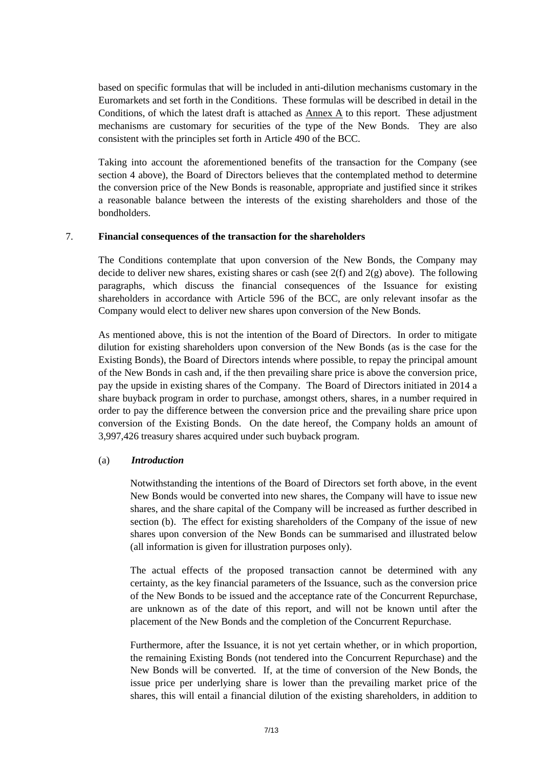based on specific formulas that will be included in anti-dilution mechanisms customary in the Euromarkets and set forth in the Conditions. These formulas will be described in detail in the Conditions, of which the latest draft is attached as Annex A to this report. These adjustment mechanisms are customary for securities of the type of the New Bonds. They are also consistent with the principles set forth in Article 490 of the BCC.

Taking into account the aforementioned benefits of the transaction for the Company (see section 4 above), the Board of Directors believes that the contemplated method to determine the conversion price of the New Bonds is reasonable, appropriate and justified since it strikes a reasonable balance between the interests of the existing shareholders and those of the bondholders.

## 7. Financial consequences of the transaction for the shareholders

The Conditions contemplate that upon conversion of the New Bonds, the Company may decide to deliver new shares, existing shares or cash (see 2(f) and 2(g) above). The following paragraphs, which discuss the financial consequences of the Issuance for existing shareholders in accordance with Article 596 of the BCC, are only relevant insofar as the Company would elect to deliver new shares upon conversion of the New Bonds.

As mentioned above, this is not the intention of the Board of Directors. In order to mitigate dilution for existing shareholders upon conversion of the New Bonds (as is the case for the Existing Bonds), the Board of Directors intends where possible, to repay the principal amount of the New Bonds in cash and, if the then prevailing share price is above the conversion price, pay the upside in existing shares of the Company. The Board of Directors initiated in 2014 a share buyback program in order to purchase, amongst others, shares, in a number required in order to pay the difference between the conversion price and the prevailing share price upon conversion of the Existing Bonds. On the date hereof, the Company holds an amount of 3,997,426 treasury shares acquired under such buyback program.

### (a) *Introduction*

Notwithstanding the intentions of the Board of Directors set forth above, in the event New Bonds would be converted into new shares, the Company will have to issue new shares, and the share capital of the Company will be increased as further described in section (b). The effect for existing shareholders of the Company of the issue of new shares upon conversion of the New Bonds can be summarised and illustrated below (all information is given for illustration purposes only).

The actual effects of the proposed transaction cannot be determined with any certainty, as the key financial parameters of the Issuance, such as the conversion price of the New Bonds to be issued and the acceptance rate of the Concurrent Repurchase, are unknown as of the date of this report, and will not be known until after the placement of the New Bonds and the completion of the Concurrent Repurchase.

Furthermore, after the Issuance, it is not yet certain whether, or in which proportion, the remaining Existing Bonds (not tendered into the Concurrent Repurchase) and the New Bonds will be converted. If, at the time of conversion of the New Bonds, the issue price per underlying share is lower than the prevailing market price of the shares, this will entail a financial dilution of the existing shareholders, in addition to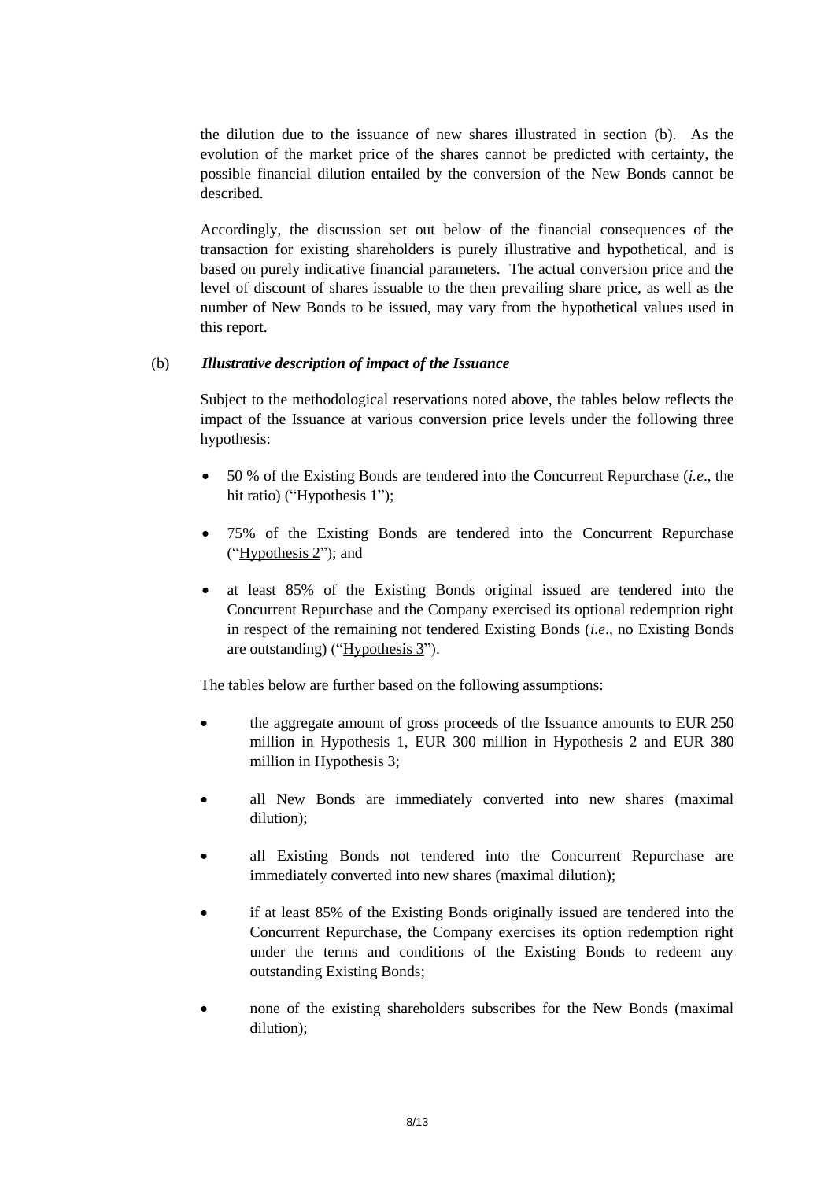the dilution due to the issuance of new shares illustrated in section (b). As the evolution of the market price of the shares cannot be predicted with certainty, the possible financial dilution entailed by the conversion of the New Bonds cannot be described.

Accordingly, the discussion set out below of the financial consequences of the transaction for existing shareholders is purely illustrative and hypothetical, and is based on purely indicative financial parameters. The actual conversion price and the level of discount of shares issuable to the then prevailing share price, as well as the number of New Bonds to be issued, may vary from the hypothetical values used in this report.

(b) ***Illustrative description of impact of the Issuance***

Subject to the methodological reservations noted above, the tables below reflects the impact of the Issuance at various conversion price levels under the following three hypothesis:

- 50 % of the Existing Bonds are tendered into the Concurrent Repurchase (*i.e*., the hit ratio) ("Hypothesis 1");
- 75% of the Existing Bonds are tendered into the Concurrent Repurchase ("Hypothesis 2"); and
- at least 85% of the Existing Bonds original issued are tendered into the Concurrent Repurchase and the Company exercised its optional redemption right in respect of the remaining not tendered Existing Bonds (*i.e*., no Existing Bonds are outstanding) ("Hypothesis 3").

The tables below are further based on the following assumptions:

- the aggregate amount of gross proceeds of the Issuance amounts to EUR 250 million in Hypothesis 1, EUR 300 million in Hypothesis 2 and EUR 380 million in Hypothesis 3;
- all New Bonds are immediately converted into new shares (maximal dilution);
- all Existing Bonds not tendered into the Concurrent Repurchase are immediately converted into new shares (maximal dilution);
- if at least 85% of the Existing Bonds originally issued are tendered into the Concurrent Repurchase, the Company exercises its option redemption right under the terms and conditions of the Existing Bonds to redeem any outstanding Existing Bonds;
- none of the existing shareholders subscribes for the New Bonds (maximal dilution);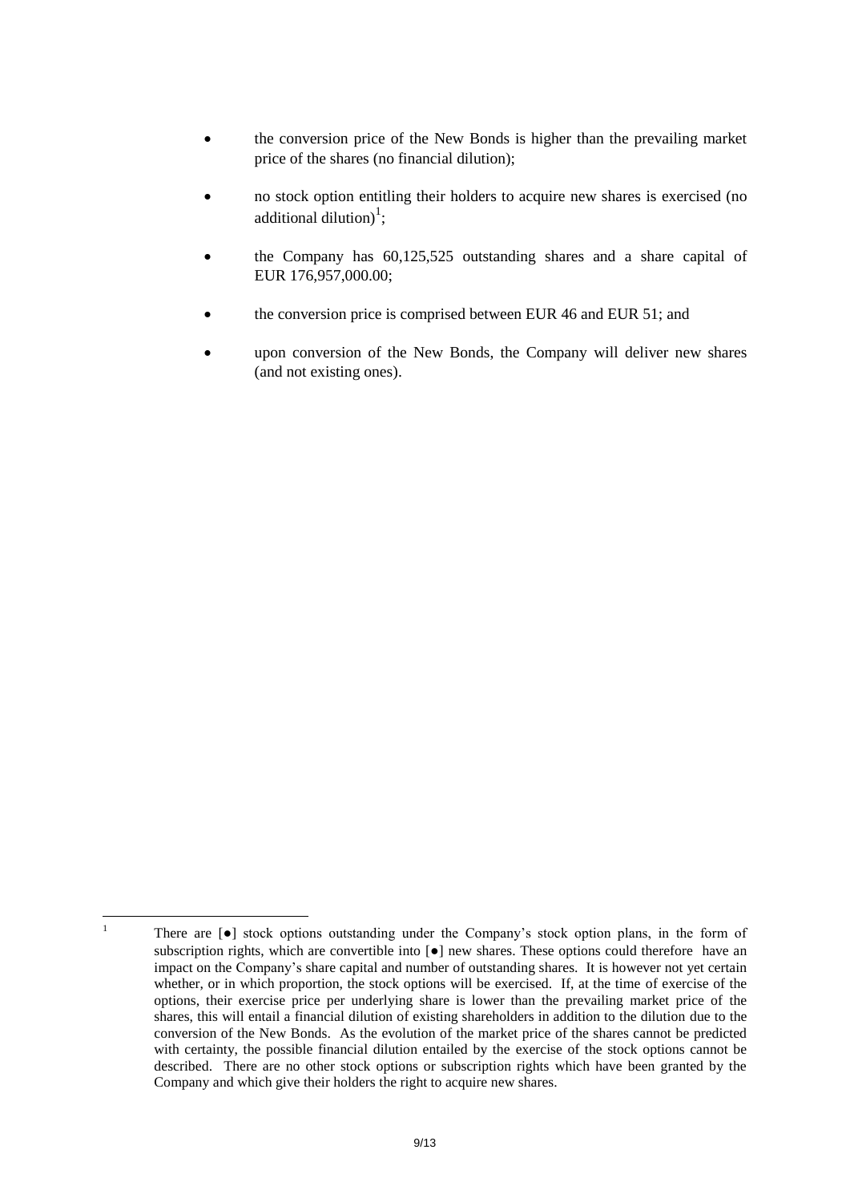- the conversion price of the New Bonds is higher than the prevailing market price of the shares (no financial dilution);
- no stock option entitling their holders to acquire new shares is exercised (no additional dilution)[1];
- the Company has 60,125,525 outstanding shares and a share capital of EUR 176,957,000.00;
- the conversion price is comprised between EUR 46 and EUR 51; and
- upon conversion of the New Bonds, the Company will deliver new shares (and not existing ones).

---

[1] There are [●] stock options outstanding under the Company's stock option plans, in the form of subscription rights, which are convertible into [●] new shares. These options could therefore have an impact on the Company's share capital and number of outstanding shares. It is however not yet certain whether, or in which proportion, the stock options will be exercised. If, at the time of exercise of the options, their exercise price per underlying share is lower than the prevailing market price of the shares, this will entail a financial dilution of existing shareholders in addition to the dilution due to the conversion of the New Bonds. As the evolution of the market price of the shares cannot be predicted with certainty, the possible financial dilution entailed by the exercise of the stock options cannot be described. There are no other stock options or subscription rights which have been granted by the Company and which give their holders the right to acquire new shares.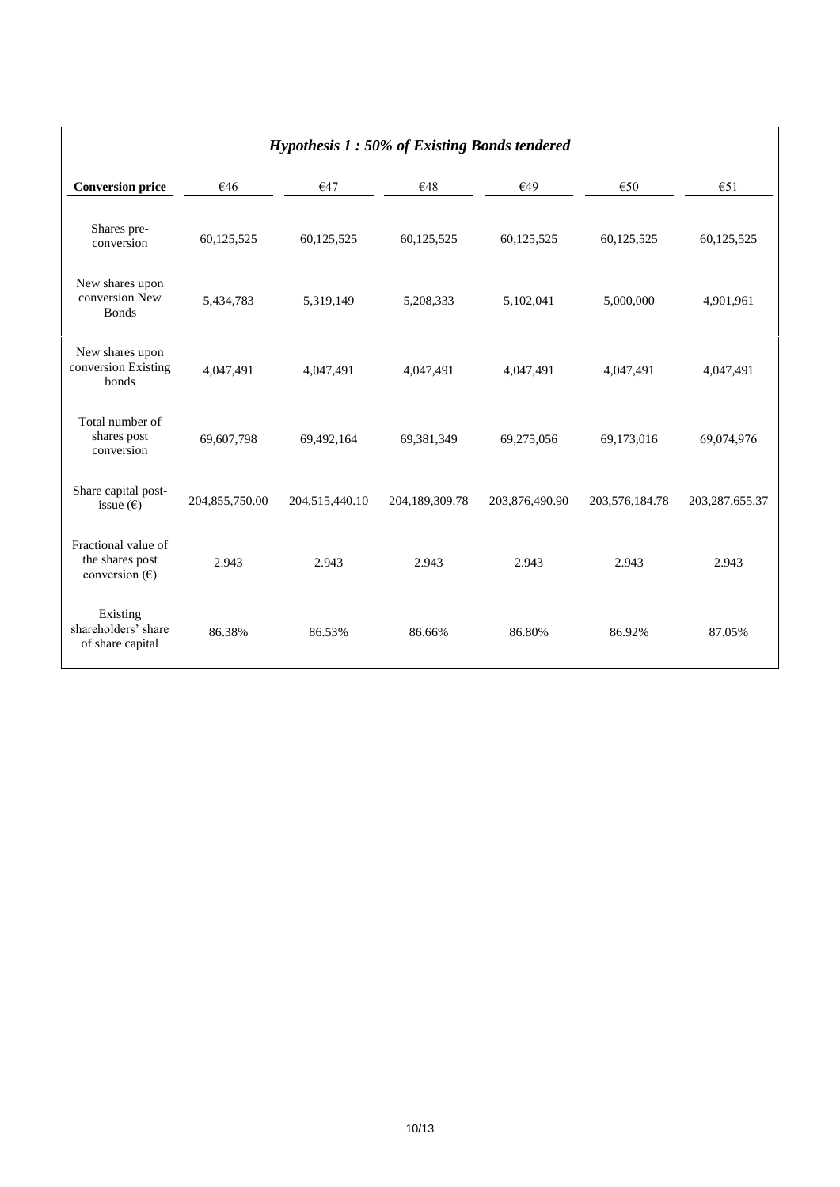| *Hypothesis 1 : 50% of Existing Bonds tendered* | | | | | | |
|---|---|---|---|---|---|---|
| **Conversion price** | €46 | €47 | €48 | €49 | €50 | €51 |
| Shares pre-conversion | 60,125,525 | 60,125,525 | 60,125,525 | 60,125,525 | 60,125,525 | 60,125,525 |
| New shares upon conversion New Bonds | 5,434,783 | 5,319,149 | 5,208,333 | 5,102,041 | 5,000,000 | 4,901,961 |
| New shares upon conversion Existing bonds | 4,047,491 | 4,047,491 | 4,047,491 | 4,047,491 | 4,047,491 | 4,047,491 |
| Total number of shares post conversion | 69,607,798 | 69,492,164 | 69,381,349 | 69,275,056 | 69,173,016 | 69,074,976 |
| Share capital post-issue (€) | 204,855,750.00 | 204,515,440.10 | 204,189,309.78 | 203,876,490.90 | 203,576,184.78 | 203,287,655.37 |
| Fractional value of the shares post conversion (€) | 2.943 | 2.943 | 2.943 | 2.943 | 2.943 | 2.943 |
| Existing shareholders' share of share capital | 86.38% | 86.53% | 86.66% | 86.80% | 86.92% | 87.05% |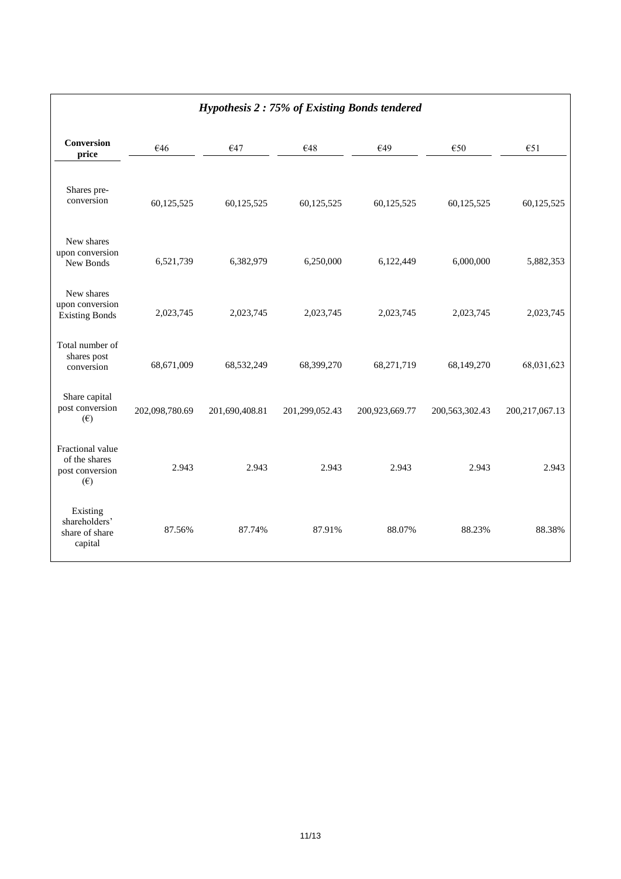***Hypothesis 2 : 75% of Existing Bonds tendered***

| **Conversion price** | €46 | €47 | €48 | €49 | €50 | €51 |
|---|---|---|---|---|---|---|
| Shares pre-conversion | 60,125,525 | 60,125,525 | 60,125,525 | 60,125,525 | 60,125,525 | 60,125,525 |
| New shares upon conversion New Bonds | 6,521,739 | 6,382,979 | 6,250,000 | 6,122,449 | 6,000,000 | 5,882,353 |
| New shares upon conversion Existing Bonds | 2,023,745 | 2,023,745 | 2,023,745 | 2,023,745 | 2,023,745 | 2,023,745 |
| Total number of shares post conversion | 68,671,009 | 68,532,249 | 68,399,270 | 68,271,719 | 68,149,270 | 68,031,623 |
| Share capital post conversion (€) | 202,098,780.69 | 201,690,408.81 | 201,299,052.43 | 200,923,669.77 | 200,563,302.43 | 200,217,067.13 |
| Fractional value of the shares post conversion (€) | 2.943 | 2.943 | 2.943 | 2.943 | 2.943 | 2.943 |
| Existing shareholders' share of share capital | 87.56% | 87.74% | 87.91% | 88.07% | 88.23% | 88.38% |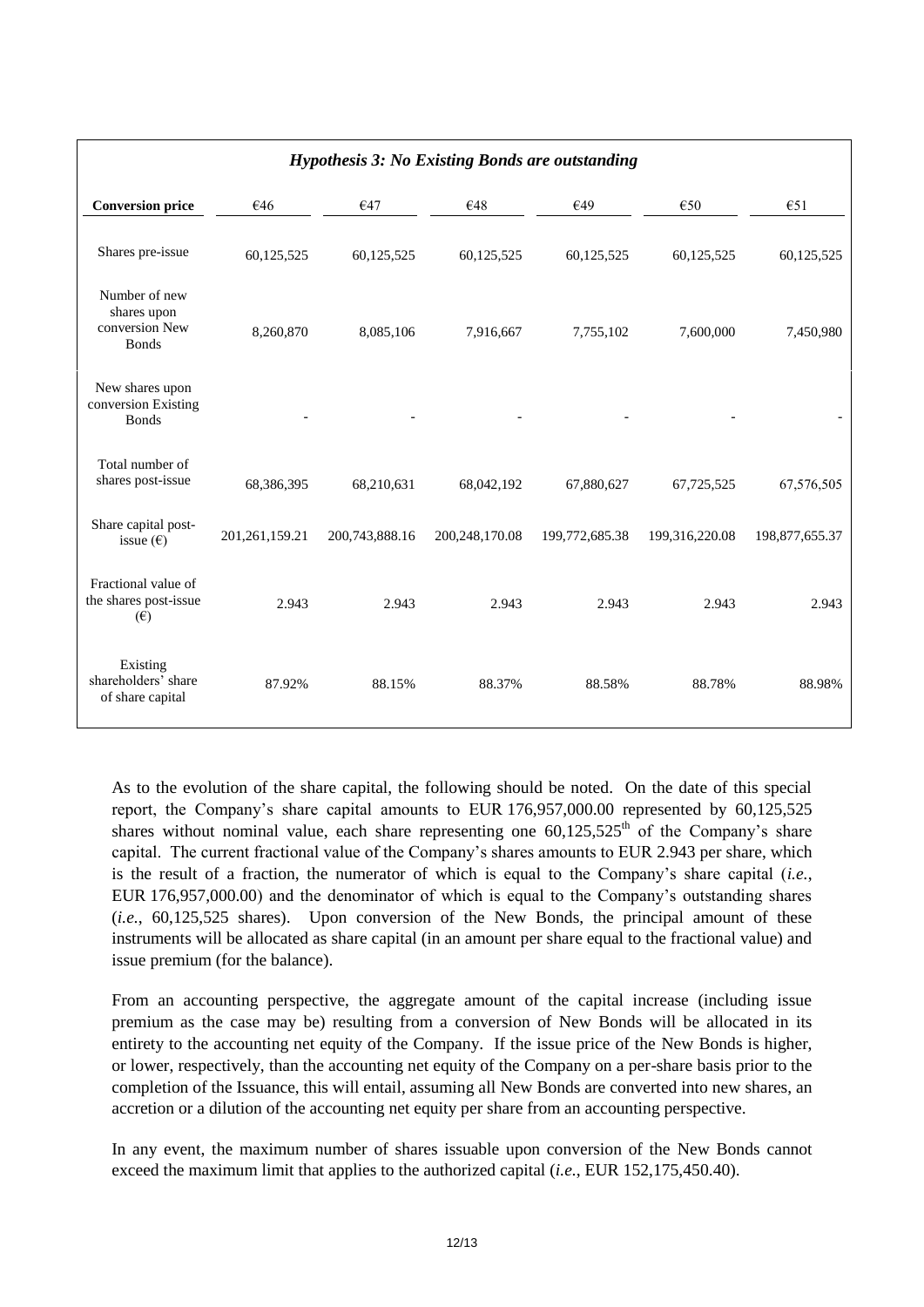| *Hypothesis 3: No Existing Bonds are outstanding* | | | | | | |
|---|---|---|---|---|---|---|
| **Conversion price** | €46 | €47 | €48 | €49 | €50 | €51 |
| Shares pre-issue | 60,125,525 | 60,125,525 | 60,125,525 | 60,125,525 | 60,125,525 | 60,125,525 |
| Number of new shares upon conversion New Bonds | 8,260,870 | 8,085,106 | 7,916,667 | 7,755,102 | 7,600,000 | 7,450,980 |
| New shares upon conversion Existing Bonds | - | - | - | - | - | - |
| Total number of shares post-issue | 68,386,395 | 68,210,631 | 68,042,192 | 67,880,627 | 67,725,525 | 67,576,505 |
| Share capital post-issue (€) | 201,261,159.21 | 200,743,888.16 | 200,248,170.08 | 199,772,685.38 | 199,316,220.08 | 198,877,655.37 |
| Fractional value of the shares post-issue (€) | 2.943 | 2.943 | 2.943 | 2.943 | 2.943 | 2.943 |
| Existing shareholders' share of share capital | 87.92% | 88.15% | 88.37% | 88.58% | 88.78% | 88.98% |

As to the evolution of the share capital, the following should be noted. On the date of this special report, the Company's share capital amounts to EUR 176,957,000.00 represented by 60,125,525 shares without nominal value, each share representing one 60,125,525$^{th}$ of the Company's share capital. The current fractional value of the Company's shares amounts to EUR 2.943 per share, which is the result of a fraction, the numerator of which is equal to the Company's share capital (*i.e.*, EUR 176,957,000.00) and the denominator of which is equal to the Company's outstanding shares (*i.e.*, 60,125,525 shares). Upon conversion of the New Bonds, the principal amount of these instruments will be allocated as share capital (in an amount per share equal to the fractional value) and issue premium (for the balance).

From an accounting perspective, the aggregate amount of the capital increase (including issue premium as the case may be) resulting from a conversion of New Bonds will be allocated in its entirety to the accounting net equity of the Company. If the issue price of the New Bonds is higher, or lower, respectively, than the accounting net equity of the Company on a per-share basis prior to the completion of the Issuance, this will entail, assuming all New Bonds are converted into new shares, an accretion or a dilution of the accounting net equity per share from an accounting perspective.

In any event, the maximum number of shares issuable upon conversion of the New Bonds cannot exceed the maximum limit that applies to the authorized capital (*i.e.*, EUR 152,175,450.40).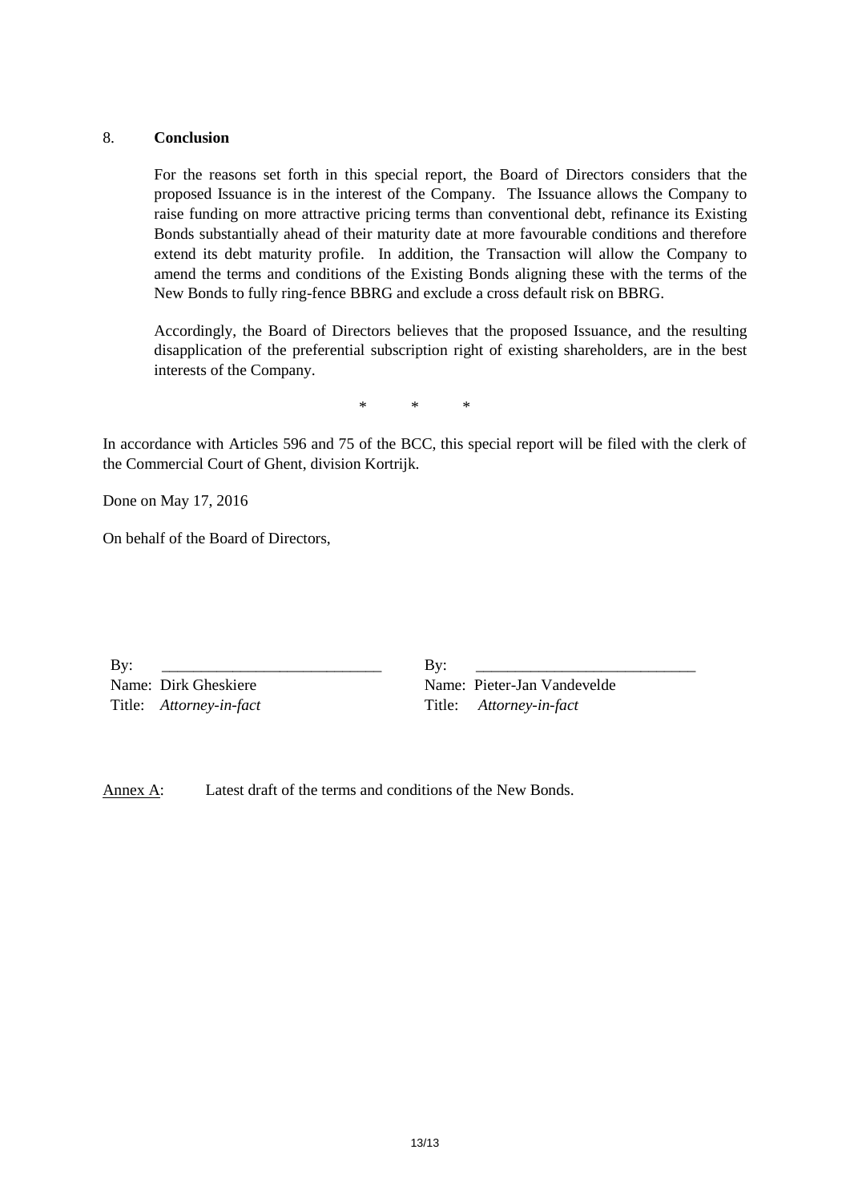## 8. **Conclusion**

For the reasons set forth in this special report, the Board of Directors considers that the proposed Issuance is in the interest of the Company. The Issuance allows the Company to raise funding on more attractive pricing terms than conventional debt, refinance its Existing Bonds substantially ahead of their maturity date at more favourable conditions and therefore extend its debt maturity profile. In addition, the Transaction will allow the Company to amend the terms and conditions of the Existing Bonds aligning these with the terms of the New Bonds to fully ring-fence BBRG and exclude a cross default risk on BBRG.

Accordingly, the Board of Directors believes that the proposed Issuance, and the resulting disapplication of the preferential subscription right of existing shareholders, are in the best interests of the Company.

\*   \*   \*

In accordance with Articles 596 and 75 of the BCC, this special report will be filed with the clerk of the Commercial Court of Ghent, division Kortrijk.

Done on May 17, 2016

On behalf of the Board of Directors,

| | |
|---|---|
| By: ___________________________ | By: ___________________________ |
| Name: Dirk Gheskiere | Name: Pieter-Jan Vandevelde |
| Title: *Attorney-in-fact* | Title: *Attorney-in-fact* |

Annex A: Latest draft of the terms and conditions of the New Bonds.